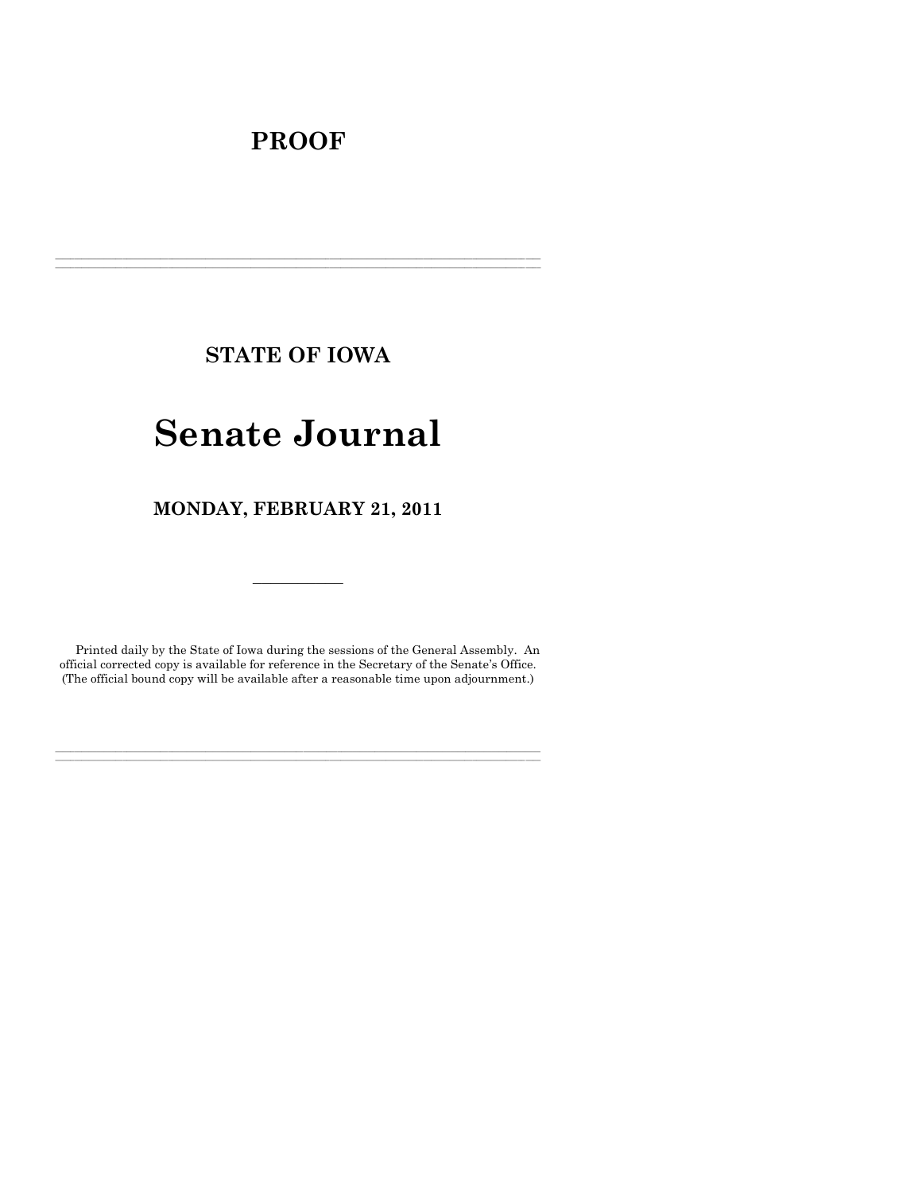# PROOF

---

## STATE OF IOWA

# Senate Journal

## MONDAY, FEBRUARY 21, 2011

---

Printed daily by the State of Iowa during the sessions of the General Assembly. An official corrected copy is available for reference in the Secretary of the Senate's Office. (The official bound copy will be available after a reasonable time upon adjournment.)

---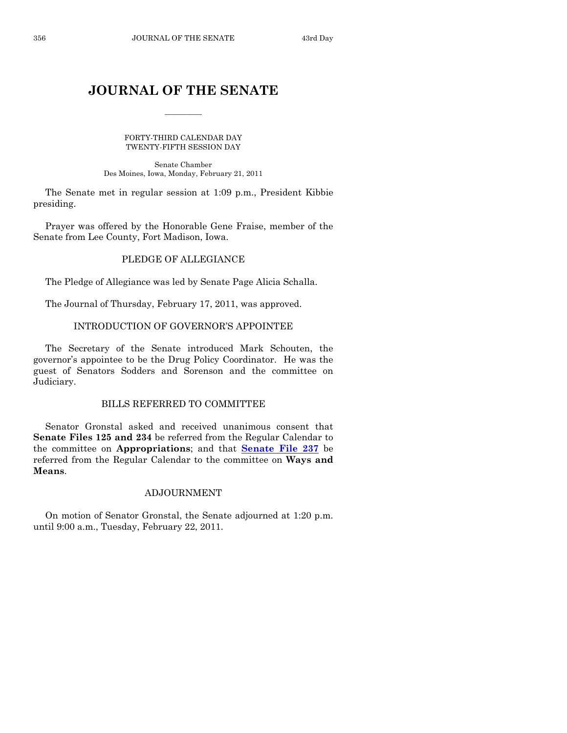# JOURNAL OF THE SENATE

FORTY-THIRD CALENDAR DAY
TWENTY-FIFTH SESSION DAY

Senate Chamber
Des Moines, Iowa, Monday, February 21, 2011

The Senate met in regular session at 1:09 p.m., President Kibbie presiding.

Prayer was offered by the Honorable Gene Fraise, member of the Senate from Lee County, Fort Madison, Iowa.

## PLEDGE OF ALLEGIANCE

The Pledge of Allegiance was led by Senate Page Alicia Schalla.

The Journal of Thursday, February 17, 2011, was approved.

## INTRODUCTION OF GOVERNOR'S APPOINTEE

The Secretary of the Senate introduced Mark Schouten, the governor's appointee to be the Drug Policy Coordinator. He was the guest of Senators Sodders and Sorenson and the committee on Judiciary.

## BILLS REFERRED TO COMMITTEE

Senator Gronstal asked and received unanimous consent that **Senate Files 125 and 234** be referred from the Regular Calendar to the committee on **Appropriations**; and that **Senate File 237** be referred from the Regular Calendar to the committee on **Ways and Means**.

## ADJOURNMENT

On motion of Senator Gronstal, the Senate adjourned at 1:20 p.m. until 9:00 a.m., Tuesday, February 22, 2011.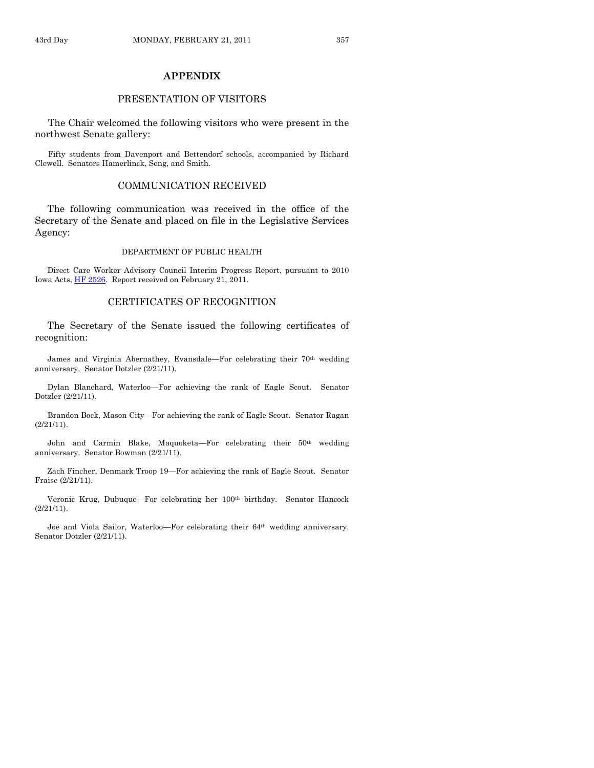# APPENDIX

## PRESENTATION OF VISITORS

The Chair welcomed the following visitors who were present in the northwest Senate gallery:

Fifty students from Davenport and Bettendorf schools, accompanied by Richard Clewell. Senators Hamerlinck, Seng, and Smith.

## COMMUNICATION RECEIVED

The following communication was received in the office of the Secretary of the Senate and placed on file in the Legislative Services Agency:

DEPARTMENT OF PUBLIC HEALTH

Direct Care Worker Advisory Council Interim Progress Report, pursuant to 2010 Iowa Acts, HF 2526. Report received on February 21, 2011.

## CERTIFICATES OF RECOGNITION

The Secretary of the Senate issued the following certificates of recognition:

James and Virginia Abernathey, Evansdale—For celebrating their 70th wedding anniversary. Senator Dotzler (2/21/11).

Dylan Blanchard, Waterloo—For achieving the rank of Eagle Scout. Senator Dotzler (2/21/11).

Brandon Bock, Mason City—For achieving the rank of Eagle Scout. Senator Ragan (2/21/11).

John and Carmin Blake, Maquoketa—For celebrating their 50th wedding anniversary. Senator Bowman (2/21/11).

Zach Fincher, Denmark Troop 19—For achieving the rank of Eagle Scout. Senator Fraise (2/21/11).

Veronic Krug, Dubuque—For celebrating her 100th birthday. Senator Hancock (2/21/11).

Joe and Viola Sailor, Waterloo—For celebrating their 64th wedding anniversary. Senator Dotzler (2/21/11).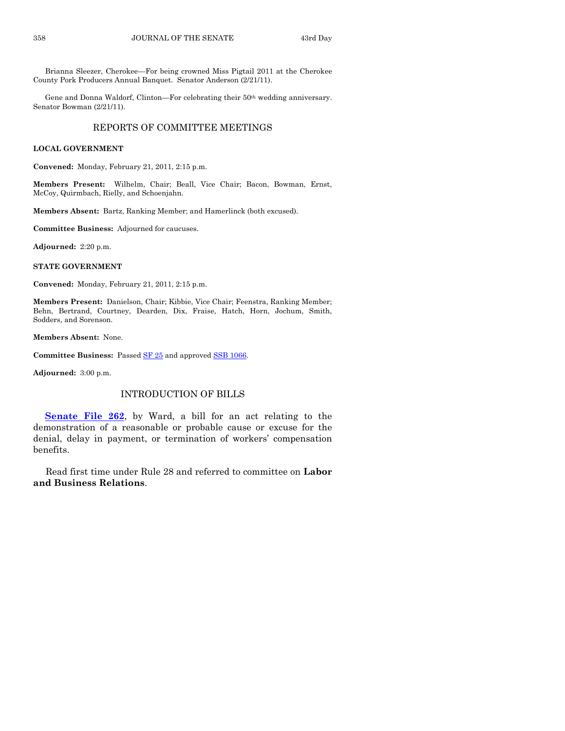Brianna Sleezer, Cherokee—For being crowned Miss Pigtail 2011 at the Cherokee County Pork Producers Annual Banquet. Senator Anderson (2/21/11).

Gene and Donna Waldorf, Clinton—For celebrating their 50th wedding anniversary. Senator Bowman (2/21/11).

## REPORTS OF COMMITTEE MEETINGS

**LOCAL GOVERNMENT**

**Convened:** Monday, February 21, 2011, 2:15 p.m.

**Members Present:** Wilhelm, Chair; Beall, Vice Chair; Bacon, Bowman, Ernst, McCoy, Quirmbach, Rielly, and Schoenjahn.

**Members Absent:** Bartz, Ranking Member; and Hamerlinck (both excused).

**Committee Business:** Adjourned for caucuses.

**Adjourned:** 2:20 p.m.

**STATE GOVERNMENT**

**Convened:** Monday, February 21, 2011, 2:15 p.m.

**Members Present:** Danielson, Chair; Kibbie, Vice Chair; Feenstra, Ranking Member; Behn, Bertrand, Courtney, Dearden, Dix, Fraise, Hatch, Horn, Jochum, Smith, Sodders, and Sorenson.

**Members Absent:** None.

**Committee Business:** Passed SF 25 and approved SSB 1066.

**Adjourned:** 3:00 p.m.

## INTRODUCTION OF BILLS

**Senate File 262**, by Ward, a bill for an act relating to the demonstration of a reasonable or probable cause or excuse for the denial, delay in payment, or termination of workers' compensation benefits.

Read first time under Rule 28 and referred to committee on **Labor and Business Relations**.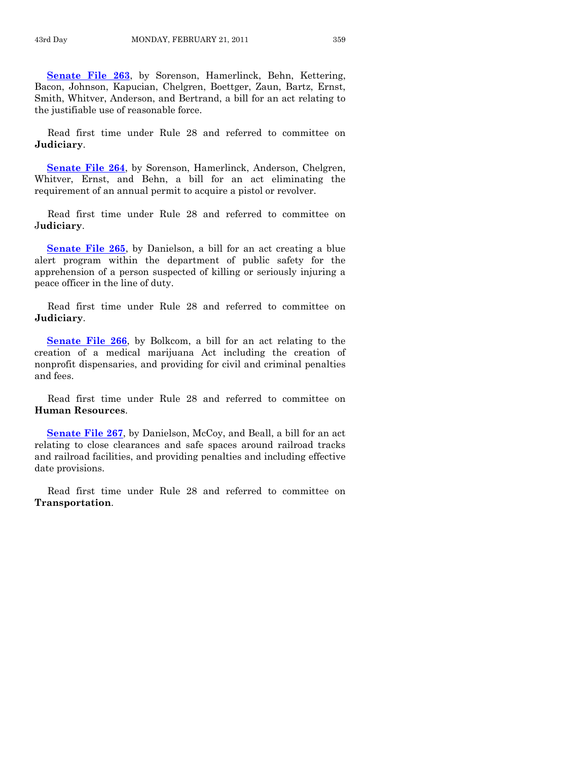**Senate File 263**, by Sorenson, Hamerlinck, Behn, Kettering, Bacon, Johnson, Kapucian, Chelgren, Boettger, Zaun, Bartz, Ernst, Smith, Whitver, Anderson, and Bertrand, a bill for an act relating to the justifiable use of reasonable force.

Read first time under Rule 28 and referred to committee on **Judiciary**.

**Senate File 264**, by Sorenson, Hamerlinck, Anderson, Chelgren, Whitver, Ernst, and Behn, a bill for an act eliminating the requirement of an annual permit to acquire a pistol or revolver.

Read first time under Rule 28 and referred to committee on **Judiciary**.

**Senate File 265**, by Danielson, a bill for an act creating a blue alert program within the department of public safety for the apprehension of a person suspected of killing or seriously injuring a peace officer in the line of duty.

Read first time under Rule 28 and referred to committee on **Judiciary**.

**Senate File 266**, by Bolkcom, a bill for an act relating to the creation of a medical marijuana Act including the creation of nonprofit dispensaries, and providing for civil and criminal penalties and fees.

Read first time under Rule 28 and referred to committee on **Human Resources**.

**Senate File 267**, by Danielson, McCoy, and Beall, a bill for an act relating to close clearances and safe spaces around railroad tracks and railroad facilities, and providing penalties and including effective date provisions.

Read first time under Rule 28 and referred to committee on **Transportation**.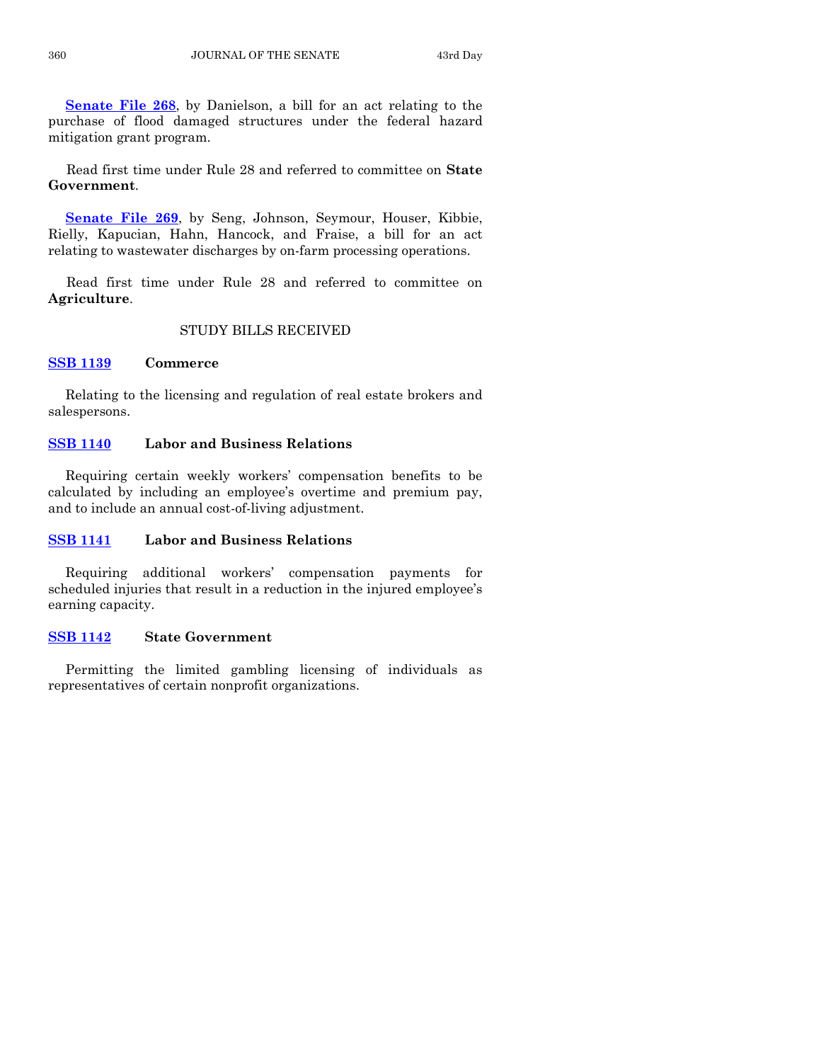**Senate File 268**, by Danielson, a bill for an act relating to the purchase of flood damaged structures under the federal hazard mitigation grant program.

Read first time under Rule 28 and referred to committee on **State Government**.

**Senate File 269**, by Seng, Johnson, Seymour, Houser, Kibbie, Rielly, Kapucian, Hahn, Hancock, and Fraise, a bill for an act relating to wastewater discharges by on-farm processing operations.

Read first time under Rule 28 and referred to committee on **Agriculture**.

## STUDY BILLS RECEIVED

**SSB 1139** **Commerce**

Relating to the licensing and regulation of real estate brokers and salespersons.

**SSB 1140** **Labor and Business Relations**

Requiring certain weekly workers' compensation benefits to be calculated by including an employee's overtime and premium pay, and to include an annual cost-of-living adjustment.

**SSB 1141** **Labor and Business Relations**

Requiring additional workers' compensation payments for scheduled injuries that result in a reduction in the injured employee's earning capacity.

**SSB 1142** **State Government**

Permitting the limited gambling licensing of individuals as representatives of certain nonprofit organizations.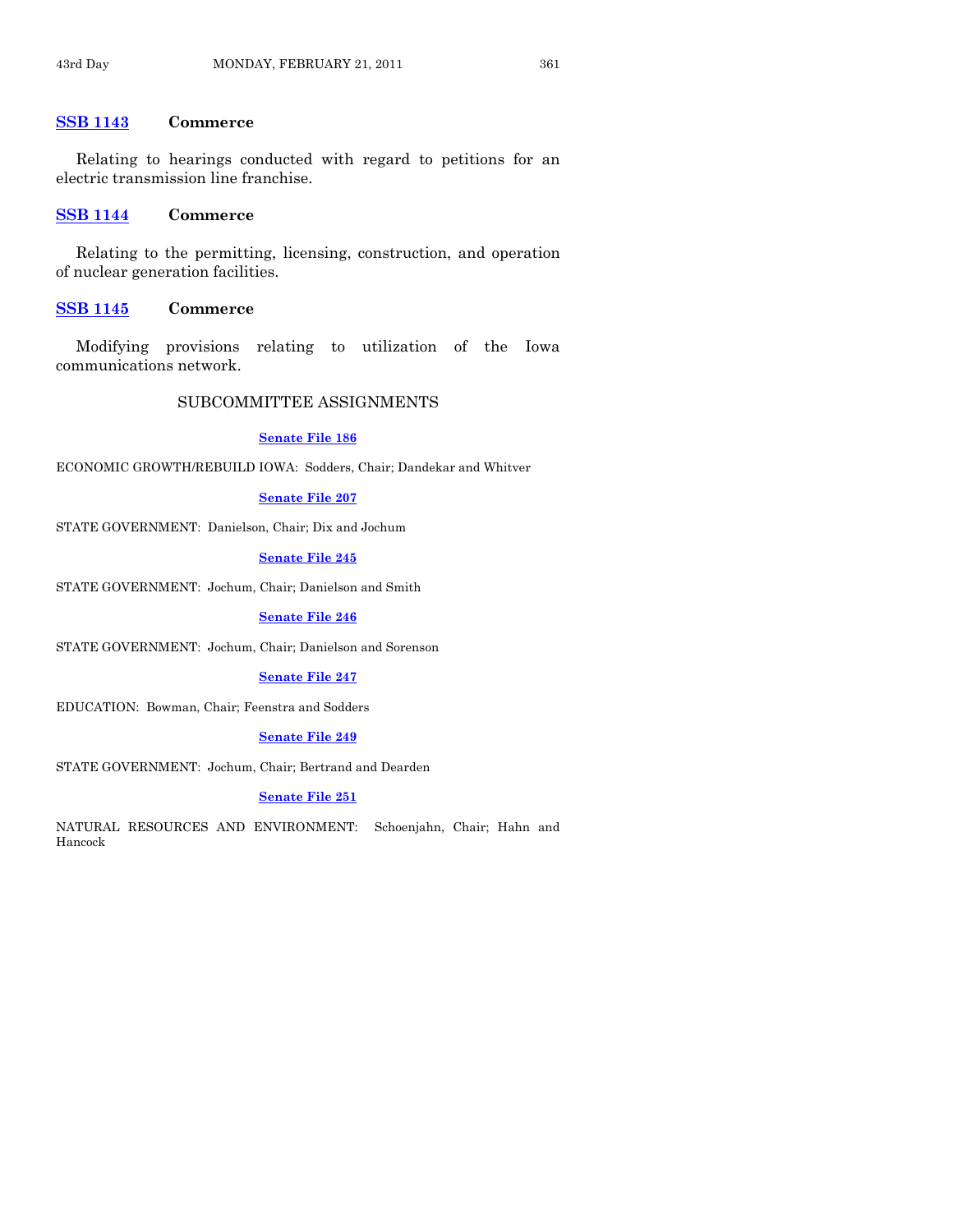**SSB 1143** **Commerce**

Relating to hearings conducted with regard to petitions for an electric transmission line franchise.

**SSB 1144** **Commerce**

Relating to the permitting, licensing, construction, and operation of nuclear generation facilities.

**SSB 1145** **Commerce**

Modifying provisions relating to utilization of the Iowa communications network.

## SUBCOMMITTEE ASSIGNMENTS

**Senate File 186**

ECONOMIC GROWTH/REBUILD IOWA: Sodders, Chair; Dandekar and Whitver

**Senate File 207**

STATE GOVERNMENT: Danielson, Chair; Dix and Jochum

**Senate File 245**

STATE GOVERNMENT: Jochum, Chair; Danielson and Smith

**Senate File 246**

STATE GOVERNMENT: Jochum, Chair; Danielson and Sorenson

**Senate File 247**

EDUCATION: Bowman, Chair; Feenstra and Sodders

**Senate File 249**

STATE GOVERNMENT: Jochum, Chair; Bertrand and Dearden

**Senate File 251**

NATURAL RESOURCES AND ENVIRONMENT: Schoenjahn, Chair; Hahn and Hancock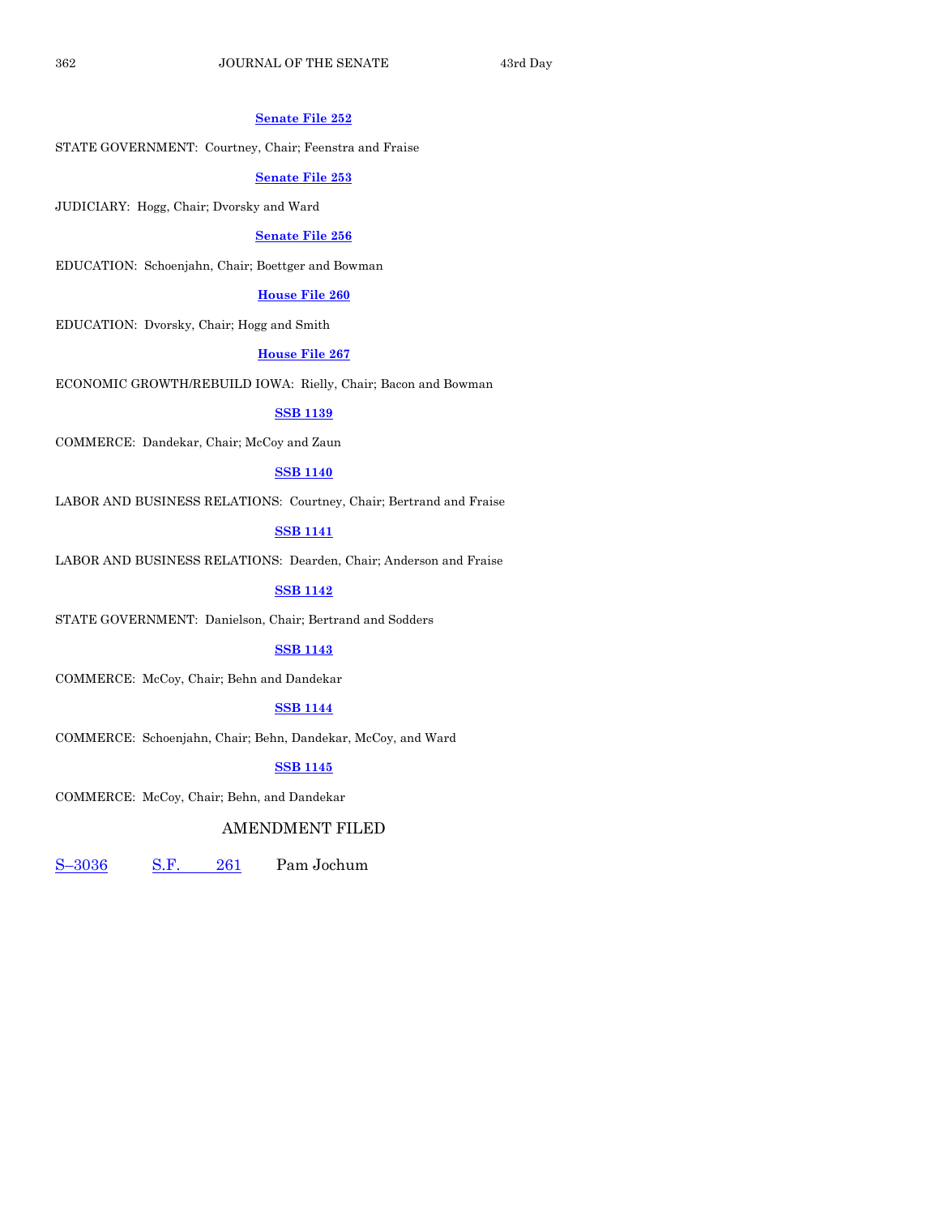**Senate File 252**

STATE GOVERNMENT: Courtney, Chair; Feenstra and Fraise

**Senate File 253**

JUDICIARY: Hogg, Chair; Dvorsky and Ward

**Senate File 256**

EDUCATION: Schoenjahn, Chair; Boettger and Bowman

**House File 260**

EDUCATION: Dvorsky, Chair; Hogg and Smith

**House File 267**

ECONOMIC GROWTH/REBUILD IOWA: Rielly, Chair; Bacon and Bowman

**SSB 1139**

COMMERCE: Dandekar, Chair; McCoy and Zaun

**SSB 1140**

LABOR AND BUSINESS RELATIONS: Courtney, Chair; Bertrand and Fraise

**SSB 1141**

LABOR AND BUSINESS RELATIONS: Dearden, Chair; Anderson and Fraise

**SSB 1142**

STATE GOVERNMENT: Danielson, Chair; Bertrand and Sodders

**SSB 1143**

COMMERCE: McCoy, Chair; Behn and Dandekar

**SSB 1144**

COMMERCE: Schoenjahn, Chair; Behn, Dandekar, McCoy, and Ward

**SSB 1145**

COMMERCE: McCoy, Chair; Behn, and Dandekar

## AMENDMENT FILED

S–3036 S.F. 261 Pam Jochum